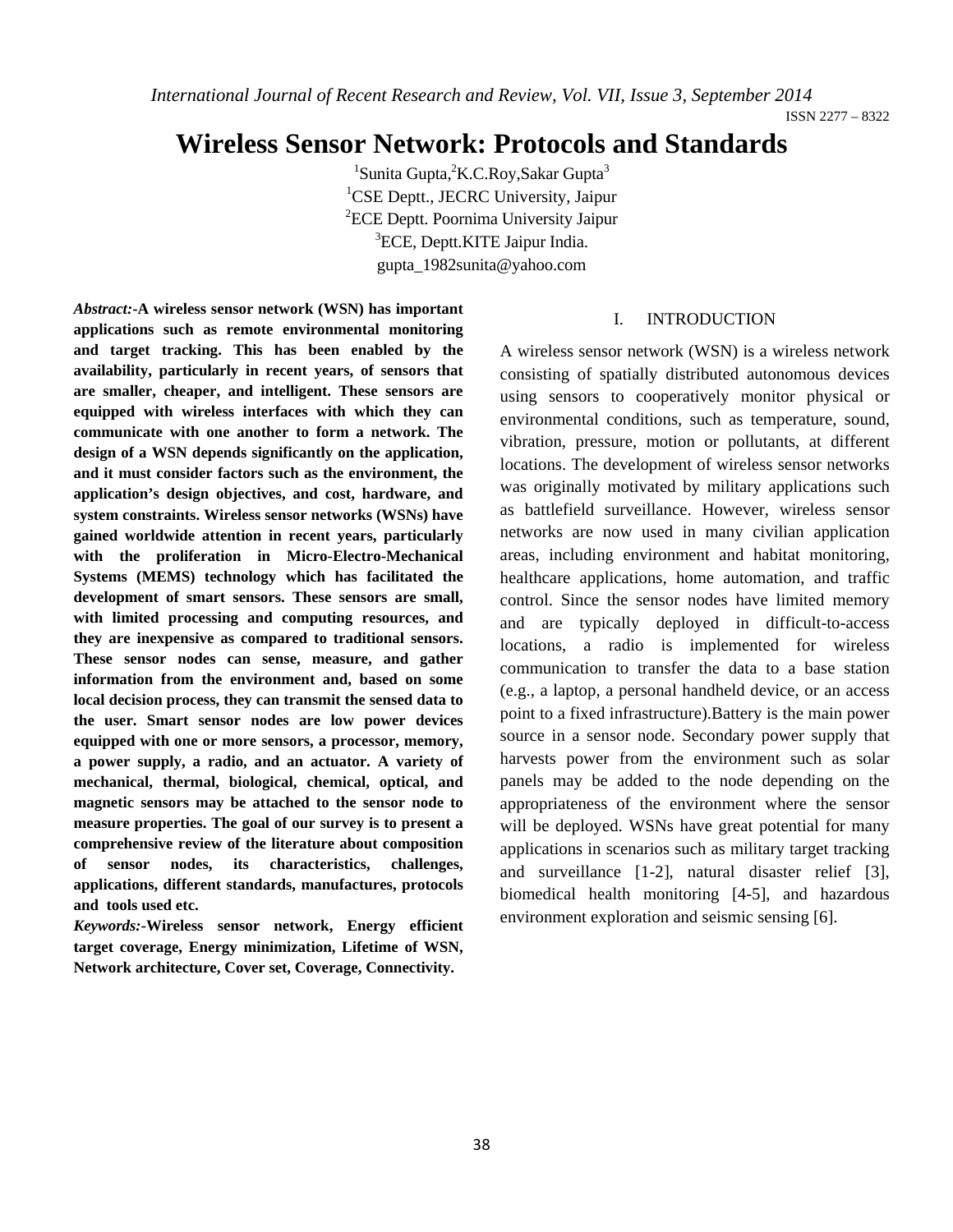# Wireless Sensor Network: Protocols and Standards

[1]Sunita Gupta,[2]K.C.Roy,Sakar Gupta[3]

[1]CSE Deptt., JECRC University, Jaipur

[2]ECE Deptt. Poornima University Jaipur

[3]ECE, Deptt.KITE Jaipur India.

gupta_1982sunita@yahoo.com

***Abstract:-*****A wireless sensor network (WSN) has important applications such as remote environmental monitoring and target tracking. This has been enabled by the availability, particularly in recent years, of sensors that are smaller, cheaper, and intelligent. These sensors are equipped with wireless interfaces with which they can communicate with one another to form a network. The design of a WSN depends significantly on the application, and it must consider factors such as the environment, the application's design objectives, and cost, hardware, and system constraints. Wireless sensor networks (WSNs) have gained worldwide attention in recent years, particularly with the proliferation in Micro-Electro-Mechanical Systems (MEMS) technology which has facilitated the development of smart sensors. These sensors are small, with limited processing and computing resources, and they are inexpensive as compared to traditional sensors. These sensor nodes can sense, measure, and gather information from the environment and, based on some local decision process, they can transmit the sensed data to the user. Smart sensor nodes are low power devices equipped with one or more sensors, a processor, memory, a power supply, a radio, and an actuator. A variety of mechanical, thermal, biological, chemical, optical, and magnetic sensors may be attached to the sensor node to measure properties. The goal of our survey is to present a comprehensive review of the literature about composition of sensor nodes, its characteristics, challenges, applications, different standards, manufactures, protocols and tools used etc.**

***Keywords:-*****Wireless sensor network, Energy efficient target coverage, Energy minimization, Lifetime of WSN, Network architecture, Cover set, Coverage, Connectivity.**

## I. INTRODUCTION

A wireless sensor network (WSN) is a wireless network consisting of spatially distributed autonomous devices using sensors to cooperatively monitor physical or environmental conditions, such as temperature, sound, vibration, pressure, motion or pollutants, at different locations. The development of wireless sensor networks was originally motivated by military applications such as battlefield surveillance. However, wireless sensor networks are now used in many civilian application areas, including environment and habitat monitoring, healthcare applications, home automation, and traffic control. Since the sensor nodes have limited memory and are typically deployed in difficult-to-access locations, a radio is implemented for wireless communication to transfer the data to a base station (e.g., a laptop, a personal handheld device, or an access point to a fixed infrastructure).Battery is the main power source in a sensor node. Secondary power supply that harvests power from the environment such as solar panels may be added to the node depending on the appropriateness of the environment where the sensor will be deployed. WSNs have great potential for many applications in scenarios such as military target tracking and surveillance [1-2], natural disaster relief [3], biomedical health monitoring [4-5], and hazardous environment exploration and seismic sensing [6].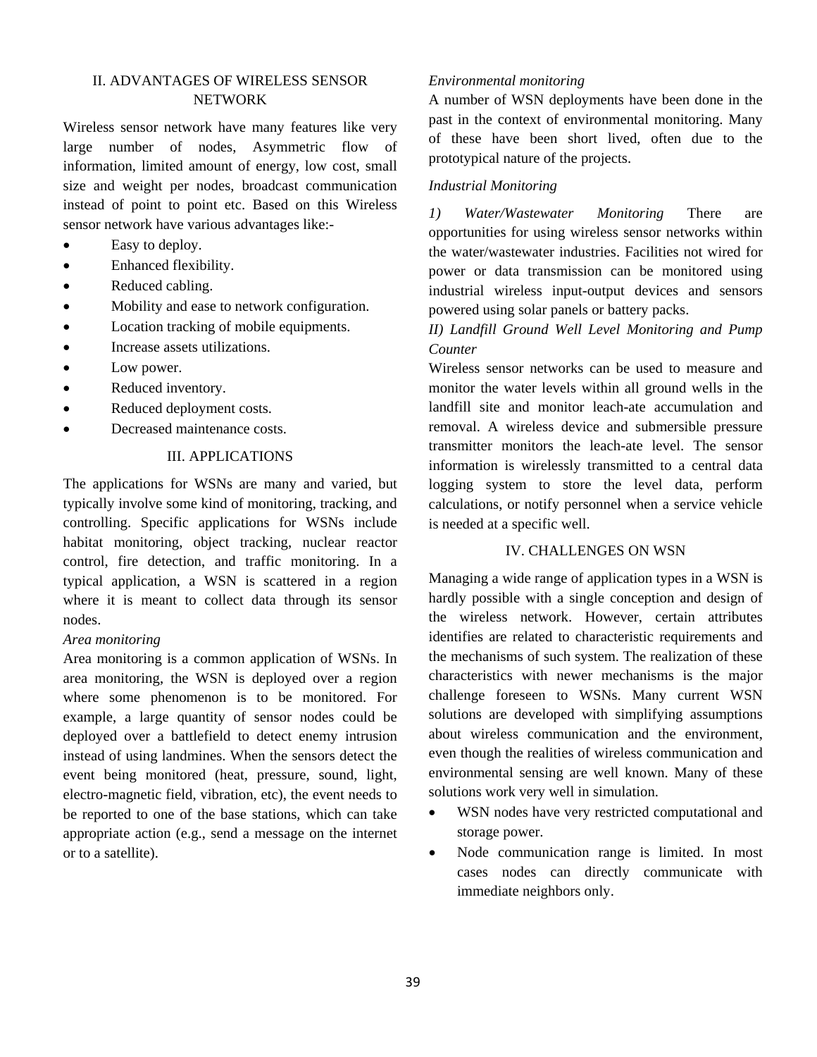## II. ADVANTAGES OF WIRELESS SENSOR NETWORK

Wireless sensor network have many features like very large number of nodes, Asymmetric flow of information, limited amount of energy, low cost, small size and weight per nodes, broadcast communication instead of point to point etc. Based on this Wireless sensor network have various advantages like:-

- Easy to deploy.
- Enhanced flexibility.
- Reduced cabling.
- Mobility and ease to network configuration.
- Location tracking of mobile equipments.
- Increase assets utilizations.
- Low power.
- Reduced inventory.
- Reduced deployment costs.
- Decreased maintenance costs.

## III. APPLICATIONS

The applications for WSNs are many and varied, but typically involve some kind of monitoring, tracking, and controlling. Specific applications for WSNs include habitat monitoring, object tracking, nuclear reactor control, fire detection, and traffic monitoring. In a typical application, a WSN is scattered in a region where it is meant to collect data through its sensor nodes.

*Area monitoring*

Area monitoring is a common application of WSNs. In area monitoring, the WSN is deployed over a region where some phenomenon is to be monitored. For example, a large quantity of sensor nodes could be deployed over a battlefield to detect enemy intrusion instead of using landmines. When the sensors detect the event being monitored (heat, pressure, sound, light, electro-magnetic field, vibration, etc), the event needs to be reported to one of the base stations, which can take appropriate action (e.g., send a message on the internet or to a satellite).

*Environmental monitoring*

A number of WSN deployments have been done in the past in the context of environmental monitoring. Many of these have been short lived, often due to the prototypical nature of the projects.

*Industrial Monitoring*

*1) Water/Wastewater Monitoring* There are opportunities for using wireless sensor networks within the water/wastewater industries. Facilities not wired for power or data transmission can be monitored using industrial wireless input-output devices and sensors powered using solar panels or battery packs.

*II) Landfill Ground Well Level Monitoring and Pump Counter*

Wireless sensor networks can be used to measure and monitor the water levels within all ground wells in the landfill site and monitor leach-ate accumulation and removal. A wireless device and submersible pressure transmitter monitors the leach-ate level. The sensor information is wirelessly transmitted to a central data logging system to store the level data, perform calculations, or notify personnel when a service vehicle is needed at a specific well.

## IV. CHALLENGES ON WSN

Managing a wide range of application types in a WSN is hardly possible with a single conception and design of the wireless network. However, certain attributes identifies are related to characteristic requirements and the mechanisms of such system. The realization of these characteristics with newer mechanisms is the major challenge foreseen to WSNs. Many current WSN solutions are developed with simplifying assumptions about wireless communication and the environment, even though the realities of wireless communication and environmental sensing are well known. Many of these solutions work very well in simulation.

- WSN nodes have very restricted computational and storage power.
- Node communication range is limited. In most cases nodes can directly communicate with immediate neighbors only.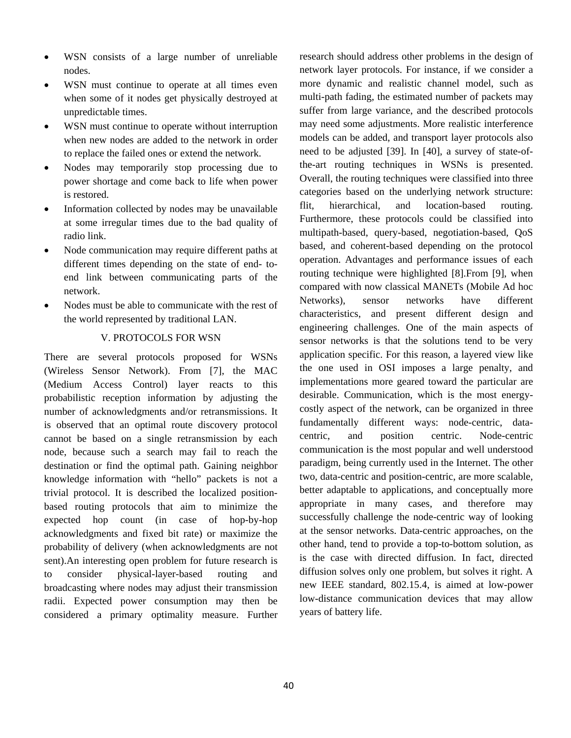- WSN consists of a large number of unreliable nodes.
- WSN must continue to operate at all times even when some of it nodes get physically destroyed at unpredictable times.
- WSN must continue to operate without interruption when new nodes are added to the network in order to replace the failed ones or extend the network.
- Nodes may temporarily stop processing due to power shortage and come back to life when power is restored.
- Information collected by nodes may be unavailable at some irregular times due to the bad quality of radio link.
- Node communication may require different paths at different times depending on the state of end- to-end link between communicating parts of the network.
- Nodes must be able to communicate with the rest of the world represented by traditional LAN.

## V. PROTOCOLS FOR WSN

There are several protocols proposed for WSNs (Wireless Sensor Network). From [7], the MAC (Medium Access Control) layer reacts to this probabilistic reception information by adjusting the number of acknowledgments and/or retransmissions. It is observed that an optimal route discovery protocol cannot be based on a single retransmission by each node, because such a search may fail to reach the destination or find the optimal path. Gaining neighbor knowledge information with "hello" packets is not a trivial protocol. It is described the localized position-based routing protocols that aim to minimize the expected hop count (in case of hop-by-hop acknowledgments and fixed bit rate) or maximize the probability of delivery (when acknowledgments are not sent).An interesting open problem for future research is to consider physical-layer-based routing and broadcasting where nodes may adjust their transmission radii. Expected power consumption may then be considered a primary optimality measure. Further research should address other problems in the design of network layer protocols. For instance, if we consider a more dynamic and realistic channel model, such as multi-path fading, the estimated number of packets may suffer from large variance, and the described protocols may need some adjustments. More realistic interference models can be added, and transport layer protocols also need to be adjusted [39]. In [40], a survey of state-of-the-art routing techniques in WSNs is presented. Overall, the routing techniques were classified into three categories based on the underlying network structure: flit, hierarchical, and location-based routing. Furthermore, these protocols could be classified into multipath-based, query-based, negotiation-based, QoS based, and coherent-based depending on the protocol operation. Advantages and performance issues of each routing technique were highlighted [8].From [9], when compared with now classical MANETs (Mobile Ad hoc Networks), sensor networks have different characteristics, and present different design and engineering challenges. One of the main aspects of sensor networks is that the solutions tend to be very application specific. For this reason, a layered view like the one used in OSI imposes a large penalty, and implementations more geared toward the particular are desirable. Communication, which is the most energy-costly aspect of the network, can be organized in three fundamentally different ways: node-centric, data-centric, and position centric. Node-centric communication is the most popular and well understood paradigm, being currently used in the Internet. The other two, data-centric and position-centric, are more scalable, better adaptable to applications, and conceptually more appropriate in many cases, and therefore may successfully challenge the node-centric way of looking at the sensor networks. Data-centric approaches, on the other hand, tend to provide a top-to-bottom solution, as is the case with directed diffusion. In fact, directed diffusion solves only one problem, but solves it right. A new IEEE standard, 802.15.4, is aimed at low-power low-distance communication devices that may allow years of battery life.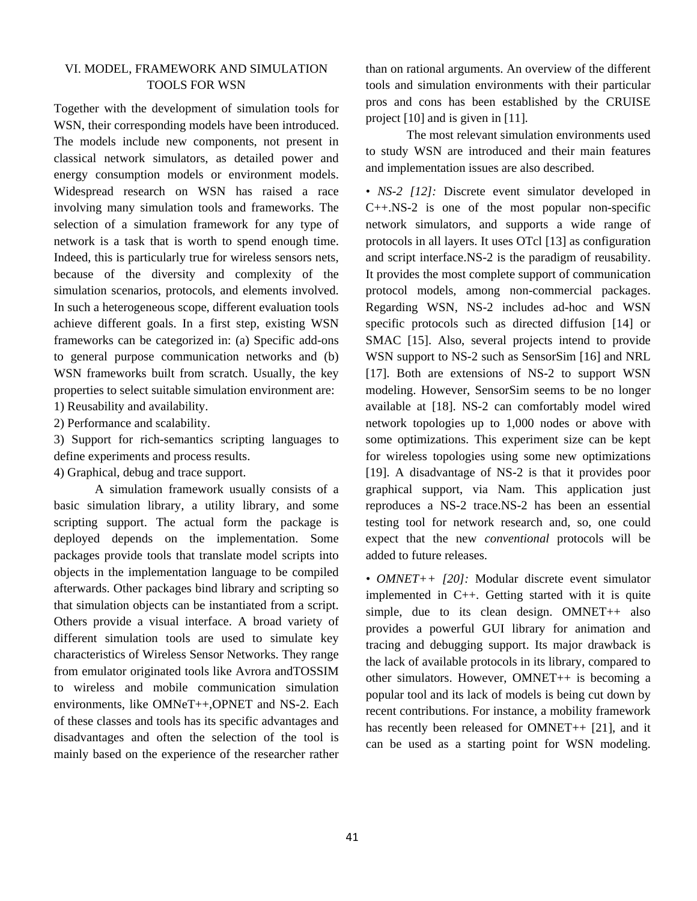## VI. MODEL, FRAMEWORK AND SIMULATION TOOLS FOR WSN

Together with the development of simulation tools for WSN, their corresponding models have been introduced. The models include new components, not present in classical network simulators, as detailed power and energy consumption models or environment models. Widespread research on WSN has raised a race involving many simulation tools and frameworks. The selection of a simulation framework for any type of network is a task that is worth to spend enough time. Indeed, this is particularly true for wireless sensors nets, because of the diversity and complexity of the simulation scenarios, protocols, and elements involved. In such a heterogeneous scope, different evaluation tools achieve different goals. In a first step, existing WSN frameworks can be categorized in: (a) Specific add-ons to general purpose communication networks and (b) WSN frameworks built from scratch. Usually, the key properties to select suitable simulation environment are:

1) Reusability and availability.

2) Performance and scalability.

3) Support for rich-semantics scripting languages to define experiments and process results.

4) Graphical, debug and trace support.

A simulation framework usually consists of a basic simulation library, a utility library, and some scripting support. The actual form the package is deployed depends on the implementation. Some packages provide tools that translate model scripts into objects in the implementation language to be compiled afterwards. Other packages bind library and scripting so that simulation objects can be instantiated from a script. Others provide a visual interface. A broad variety of different simulation tools are used to simulate key characteristics of Wireless Sensor Networks. They range from emulator originated tools like Avrora andTOSSIM to wireless and mobile communication simulation environments, like OMNeT++,OPNET and NS-2. Each of these classes and tools has its specific advantages and disadvantages and often the selection of the tool is mainly based on the experience of the researcher rather than on rational arguments. An overview of the different tools and simulation environments with their particular pros and cons has been established by the CRUISE project [10] and is given in [11].

The most relevant simulation environments used to study WSN are introduced and their main features and implementation issues are also described.

• *NS-2 [12]:* Discrete event simulator developed in C++.NS-2 is one of the most popular non-specific network simulators, and supports a wide range of protocols in all layers. It uses OTcl [13] as configuration and script interface.NS-2 is the paradigm of reusability. It provides the most complete support of communication protocol models, among non-commercial packages. Regarding WSN, NS-2 includes ad-hoc and WSN specific protocols such as directed diffusion [14] or SMAC [15]. Also, several projects intend to provide WSN support to NS-2 such as SensorSim [16] and NRL [17]. Both are extensions of NS-2 to support WSN modeling. However, SensorSim seems to be no longer available at [18]. NS-2 can comfortably model wired network topologies up to 1,000 nodes or above with some optimizations. This experiment size can be kept for wireless topologies using some new optimizations [19]. A disadvantage of NS-2 is that it provides poor graphical support, via Nam. This application just reproduces a NS-2 trace.NS-2 has been an essential testing tool for network research and, so, one could expect that the new *conventional* protocols will be added to future releases.

• *OMNET++ [20]:* Modular discrete event simulator implemented in C++. Getting started with it is quite simple, due to its clean design. OMNET++ also provides a powerful GUI library for animation and tracing and debugging support. Its major drawback is the lack of available protocols in its library, compared to other simulators. However, OMNET++ is becoming a popular tool and its lack of models is being cut down by recent contributions. For instance, a mobility framework has recently been released for OMNET++ [21], and it can be used as a starting point for WSN modeling.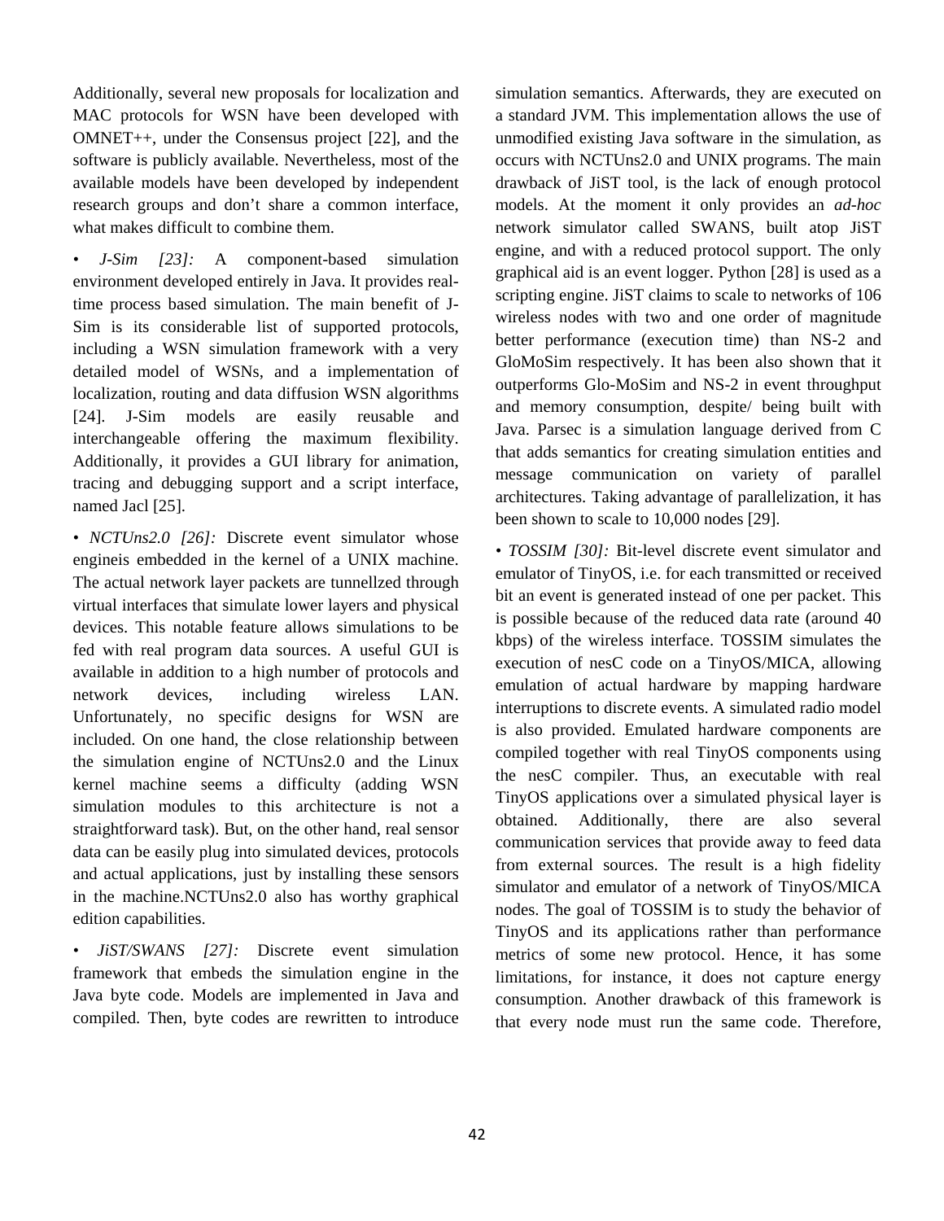Additionally, several new proposals for localization and MAC protocols for WSN have been developed with OMNET++, under the Consensus project [22], and the software is publicly available. Nevertheless, most of the available models have been developed by independent research groups and don't share a common interface, what makes difficult to combine them.

• *J-Sim [23]:* A component-based simulation environment developed entirely in Java. It provides real-time process based simulation. The main benefit of J-Sim is its considerable list of supported protocols, including a WSN simulation framework with a very detailed model of WSNs, and a implementation of localization, routing and data diffusion WSN algorithms [24]. J-Sim models are easily reusable and interchangeable offering the maximum flexibility. Additionally, it provides a GUI library for animation, tracing and debugging support and a script interface, named Jacl [25].

• *NCTUns2.0 [26]:* Discrete event simulator whose engineis embedded in the kernel of a UNIX machine. The actual network layer packets are tunnellzed through virtual interfaces that simulate lower layers and physical devices. This notable feature allows simulations to be fed with real program data sources. A useful GUI is available in addition to a high number of protocols and network devices, including wireless LAN. Unfortunately, no specific designs for WSN are included. On one hand, the close relationship between the simulation engine of NCTUns2.0 and the Linux kernel machine seems a difficulty (adding WSN simulation modules to this architecture is not a straightforward task). But, on the other hand, real sensor data can be easily plug into simulated devices, protocols and actual applications, just by installing these sensors in the machine.NCTUns2.0 also has worthy graphical edition capabilities.

• *JiST/SWANS [27]:* Discrete event simulation framework that embeds the simulation engine in the Java byte code. Models are implemented in Java and compiled. Then, byte codes are rewritten to introduce simulation semantics. Afterwards, they are executed on a standard JVM. This implementation allows the use of unmodified existing Java software in the simulation, as occurs with NCTUns2.0 and UNIX programs. The main drawback of JiST tool, is the lack of enough protocol models. At the moment it only provides an *ad-hoc* network simulator called SWANS, built atop JiST engine, and with a reduced protocol support. The only graphical aid is an event logger. Python [28] is used as a scripting engine. JiST claims to scale to networks of 106 wireless nodes with two and one order of magnitude better performance (execution time) than NS-2 and GloMoSim respectively. It has been also shown that it outperforms Glo-MoSim and NS-2 in event throughput and memory consumption, despite/ being built with Java. Parsec is a simulation language derived from C that adds semantics for creating simulation entities and message communication on variety of parallel architectures. Taking advantage of parallelization, it has been shown to scale to 10,000 nodes [29].

• *TOSSIM [30]:* Bit-level discrete event simulator and emulator of TinyOS, i.e. for each transmitted or received bit an event is generated instead of one per packet. This is possible because of the reduced data rate (around 40 kbps) of the wireless interface. TOSSIM simulates the execution of nesC code on a TinyOS/MICA, allowing emulation of actual hardware by mapping hardware interruptions to discrete events. A simulated radio model is also provided. Emulated hardware components are compiled together with real TinyOS components using the nesC compiler. Thus, an executable with real TinyOS applications over a simulated physical layer is obtained. Additionally, there are also several communication services that provide away to feed data from external sources. The result is a high fidelity simulator and emulator of a network of TinyOS/MICA nodes. The goal of TOSSIM is to study the behavior of TinyOS and its applications rather than performance metrics of some new protocol. Hence, it has some limitations, for instance, it does not capture energy consumption. Another drawback of this framework is that every node must run the same code. Therefore,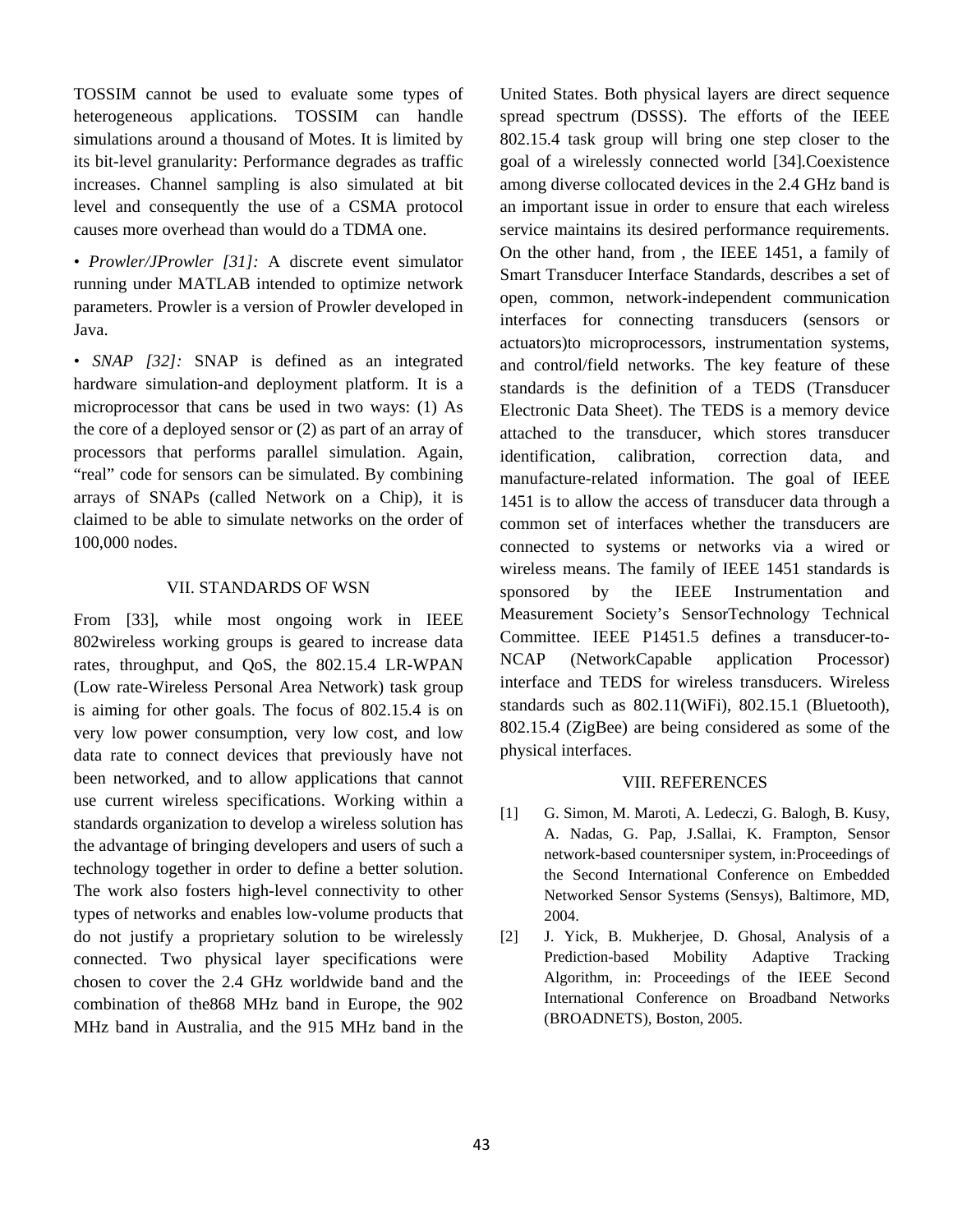TOSSIM cannot be used to evaluate some types of heterogeneous applications. TOSSIM can handle simulations around a thousand of Motes. It is limited by its bit-level granularity: Performance degrades as traffic increases. Channel sampling is also simulated at bit level and consequently the use of a CSMA protocol causes more overhead than would do a TDMA one.

• *Prowler/JProwler [31]:* A discrete event simulator running under MATLAB intended to optimize network parameters. Prowler is a version of Prowler developed in Java.

• *SNAP [32]:* SNAP is defined as an integrated hardware simulation-and deployment platform. It is a microprocessor that cans be used in two ways: (1) As the core of a deployed sensor or (2) as part of an array of processors that performs parallel simulation. Again, "real" code for sensors can be simulated. By combining arrays of SNAPs (called Network on a Chip), it is claimed to be able to simulate networks on the order of 100,000 nodes.

## VII. STANDARDS OF WSN

From [33], while most ongoing work in IEEE 802wireless working groups is geared to increase data rates, throughput, and QoS, the 802.15.4 LR-WPAN (Low rate-Wireless Personal Area Network) task group is aiming for other goals. The focus of 802.15.4 is on very low power consumption, very low cost, and low data rate to connect devices that previously have not been networked, and to allow applications that cannot use current wireless specifications. Working within a standards organization to develop a wireless solution has the advantage of bringing developers and users of such a technology together in order to define a better solution. The work also fosters high-level connectivity to other types of networks and enables low-volume products that do not justify a proprietary solution to be wirelessly connected. Two physical layer specifications were chosen to cover the 2.4 GHz worldwide band and the combination of the868 MHz band in Europe, the 902 MHz band in Australia, and the 915 MHz band in the United States. Both physical layers are direct sequence spread spectrum (DSSS). The efforts of the IEEE 802.15.4 task group will bring one step closer to the goal of a wirelessly connected world [34].Coexistence among diverse collocated devices in the 2.4 GHz band is an important issue in order to ensure that each wireless service maintains its desired performance requirements. On the other hand, from , the IEEE 1451, a family of Smart Transducer Interface Standards, describes a set of open, common, network-independent communication interfaces for connecting transducers (sensors or actuators)to microprocessors, instrumentation systems, and control/field networks. The key feature of these standards is the definition of a TEDS (Transducer Electronic Data Sheet). The TEDS is a memory device attached to the transducer, which stores transducer identification, calibration, correction data, and manufacture-related information. The goal of IEEE 1451 is to allow the access of transducer data through a common set of interfaces whether the transducers are connected to systems or networks via a wired or wireless means. The family of IEEE 1451 standards is sponsored by the IEEE Instrumentation and Measurement Society's SensorTechnology Technical Committee. IEEE P1451.5 defines a transducer-to-NCAP (NetworkCapable application Processor) interface and TEDS for wireless transducers. Wireless standards such as 802.11(WiFi), 802.15.1 (Bluetooth), 802.15.4 (ZigBee) are being considered as some of the physical interfaces.

## VIII. REFERENCES

[1] G. Simon, M. Maroti, A. Ledeczi, G. Balogh, B. Kusy, A. Nadas, G. Pap, J.Sallai, K. Frampton, Sensor network-based countersniper system, in:Proceedings of the Second International Conference on Embedded Networked Sensor Systems (Sensys), Baltimore, MD, 2004.

[2] J. Yick, B. Mukherjee, D. Ghosal, Analysis of a Prediction-based Mobility Adaptive Tracking Algorithm, in: Proceedings of the IEEE Second International Conference on Broadband Networks (BROADNETS), Boston, 2005.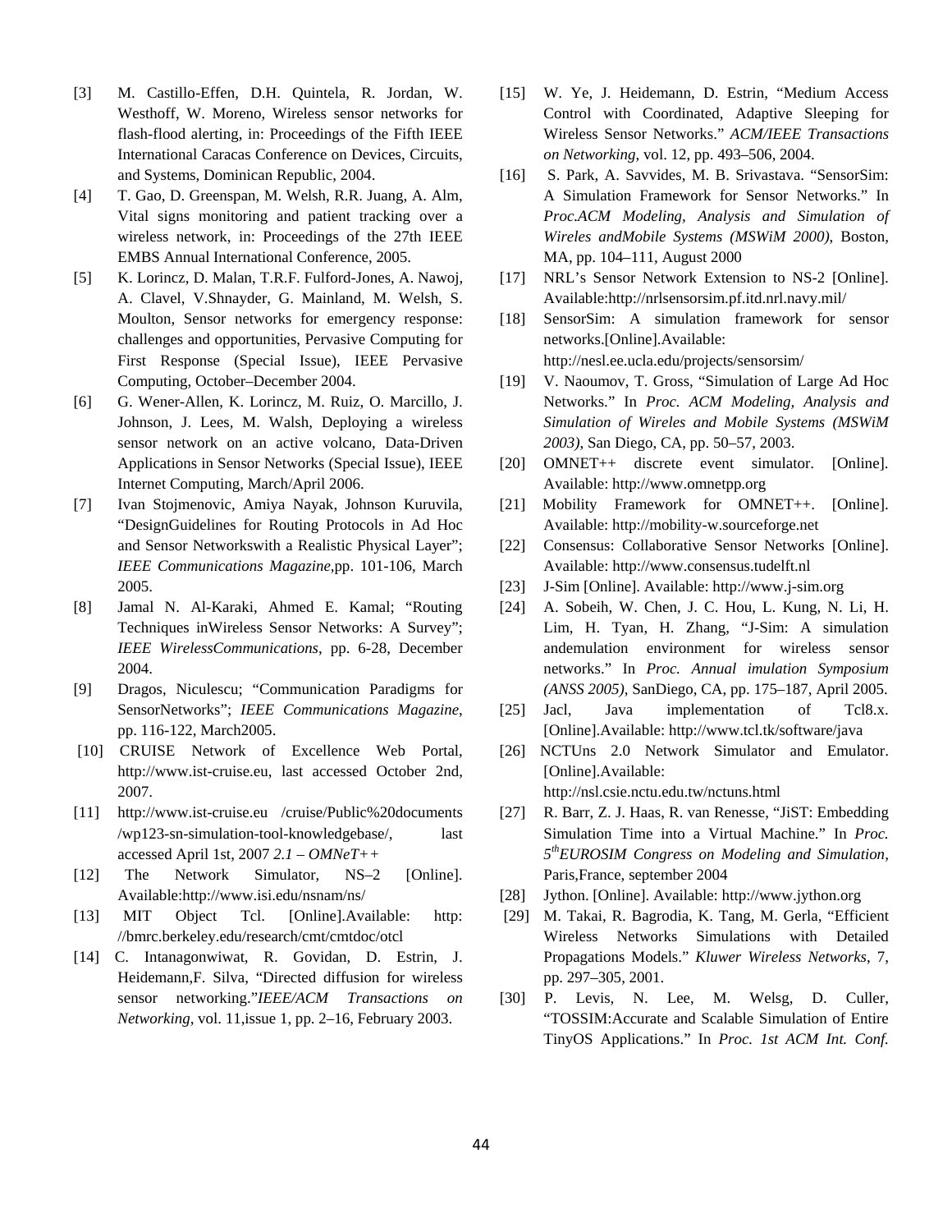[3] M. Castillo-Effen, D.H. Quintela, R. Jordan, W. Westhoff, W. Moreno, Wireless sensor networks for flash-flood alerting, in: Proceedings of the Fifth IEEE International Caracas Conference on Devices, Circuits, and Systems, Dominican Republic, 2004.

[4] T. Gao, D. Greenspan, M. Welsh, R.R. Juang, A. Alm, Vital signs monitoring and patient tracking over a wireless network, in: Proceedings of the 27th IEEE EMBS Annual International Conference, 2005.

[5] K. Lorincz, D. Malan, T.R.F. Fulford-Jones, A. Nawoj, A. Clavel, V.Shnayder, G. Mainland, M. Welsh, S. Moulton, Sensor networks for emergency response: challenges and opportunities, Pervasive Computing for First Response (Special Issue), IEEE Pervasive Computing, October–December 2004.

[6] G. Wener-Allen, K. Lorincz, M. Ruiz, O. Marcillo, J. Johnson, J. Lees, M. Walsh, Deploying a wireless sensor network on an active volcano, Data-Driven Applications in Sensor Networks (Special Issue), IEEE Internet Computing, March/April 2006.

[7] Ivan Stojmenovic, Amiya Nayak, Johnson Kuruvila, "DesignGuidelines for Routing Protocols in Ad Hoc and Sensor Networkswith a Realistic Physical Layer"; *IEEE Communications Magazine*,pp. 101-106, March 2005.

[8] Jamal N. Al-Karaki, Ahmed E. Kamal; "Routing Techniques inWireless Sensor Networks: A Survey"; *IEEE WirelessCommunications*, pp. 6-28, December 2004.

[9] Dragos, Niculescu; "Communication Paradigms for SensorNetworks"; *IEEE Communications Magazine*, pp. 116-122, March2005.

[10] CRUISE Network of Excellence Web Portal, http://www.ist-cruise.eu, last accessed October 2nd, 2007.

[11] http://www.ist-cruise.eu /cruise/Public%20documents /wp123-sn-simulation-tool-knowledgebase/, last accessed April 1st, 2007 *2.1 – OMNeT++*

[12] The Network Simulator, NS–2 [Online]. Available:http://www.isi.edu/nsnam/ns/

[13] MIT Object Tcl. [Online].Available: http: //bmrc.berkeley.edu/research/cmt/cmtdoc/otcl

[14] C. Intanagonwiwat, R. Govidan, D. Estrin, J. Heidemann,F. Silva, "Directed diffusion for wireless sensor networking."*IEEE/ACM Transactions on Networking*, vol. 11,issue 1, pp. 2–16, February 2003.

[15] W. Ye, J. Heidemann, D. Estrin, "Medium Access Control with Coordinated, Adaptive Sleeping for Wireless Sensor Networks." *ACM/IEEE Transactions on Networking*, vol. 12, pp. 493–506, 2004.

[16] S. Park, A. Savvides, M. B. Srivastava. "SensorSim: A Simulation Framework for Sensor Networks." In *Proc.ACM Modeling, Analysis and Simulation of Wireles andMobile Systems (MSWiM 2000)*, Boston, MA, pp. 104–111, August 2000

[17] NRL's Sensor Network Extension to NS-2 [Online]. Available:http://nrlsensorsim.pf.itd.nrl.navy.mil/

[18] SensorSim: A simulation framework for sensor networks.[Online].Available: http://nesl.ee.ucla.edu/projects/sensorsim/

[19] V. Naoumov, T. Gross, "Simulation of Large Ad Hoc Networks." In *Proc. ACM Modeling, Analysis and Simulation of Wireles and Mobile Systems (MSWiM 2003)*, San Diego, CA, pp. 50–57, 2003.

[20] OMNET++ discrete event simulator. [Online]. Available: http://www.omnetpp.org

[21] Mobility Framework for OMNET++. [Online]. Available: http://mobility-w.sourceforge.net

[22] Consensus: Collaborative Sensor Networks [Online]. Available: http://www.consensus.tudelft.nl

[23] J-Sim [Online]. Available: http://www.j-sim.org

[24] A. Sobeih, W. Chen, J. C. Hou, L. Kung, N. Li, H. Lim, H. Tyan, H. Zhang, "J-Sim: A simulation andemulation environment for wireless sensor networks." In *Proc. Annual imulation Symposium (ANSS 2005)*, SanDiego, CA, pp. 175–187, April 2005.

[25] Jacl, Java implementation of Tcl8.x. [Online].Available: http://www.tcl.tk/software/java

[26] NCTUns 2.0 Network Simulator and Emulator. [Online].Available: http://nsl.csie.nctu.edu.tw/nctuns.html

[27] R. Barr, Z. J. Haas, R. van Renesse, "JiST: Embedding Simulation Time into a Virtual Machine." In *Proc. 5thEUROSIM Congress on Modeling and Simulation*, Paris,France, september 2004

[28] Jython. [Online]. Available: http://www.jython.org

[29] M. Takai, R. Bagrodia, K. Tang, M. Gerla, "Efficient Wireless Networks Simulations with Detailed Propagations Models." *Kluwer Wireless Networks*, 7, pp. 297–305, 2001.

[30] P. Levis, N. Lee, M. Welsg, D. Culler, "TOSSIM:Accurate and Scalable Simulation of Entire TinyOS Applications." In *Proc. 1st ACM Int. Conf.*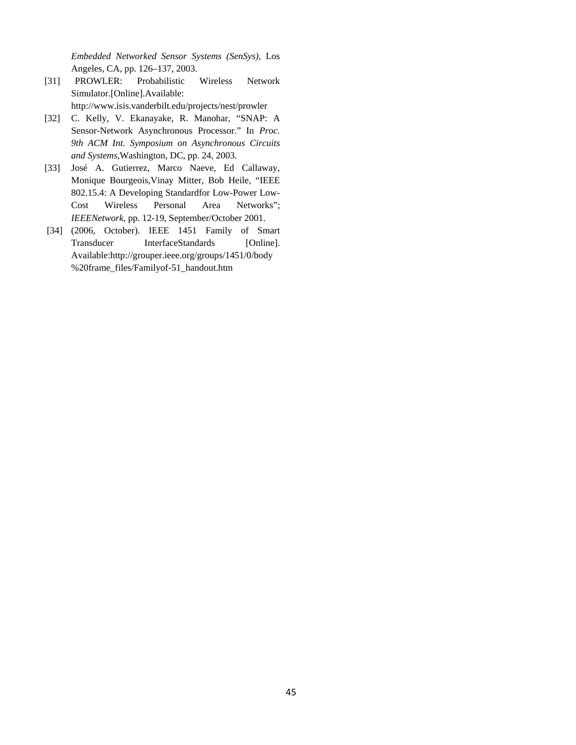*Embedded Networked Sensor Systems (SenSys)*, Los Angeles, CA, pp. 126–137, 2003.

[31] PROWLER: Probabilistic Wireless Network Simulator.[Online].Available: http://www.isis.vanderbilt.edu/projects/nest/prowler

[32] C. Kelly, V. Ekanayake, R. Manohar, "SNAP: A Sensor-Network Asynchronous Processor." In *Proc. 9th ACM Int. Symposium on Asynchronous Circuits and Systems,*Washington, DC, pp. 24, 2003.

[33] José A. Gutierrez, Marco Naeve, Ed Callaway, Monique Bourgeois,Vinay Mitter, Bob Heile, "IEEE 802.15.4: A Developing Standardfor Low-Power Low-Cost Wireless Personal Area Networks"; *IEEENetwork*, pp. 12-19, September/October 2001.

[34] (2006, October). IEEE 1451 Family of Smart Transducer InterfaceStandards [Online]. Available:http://grouper.ieee.org/groups/1451/0/body%20frame_files/Familyof-51_handout.htm